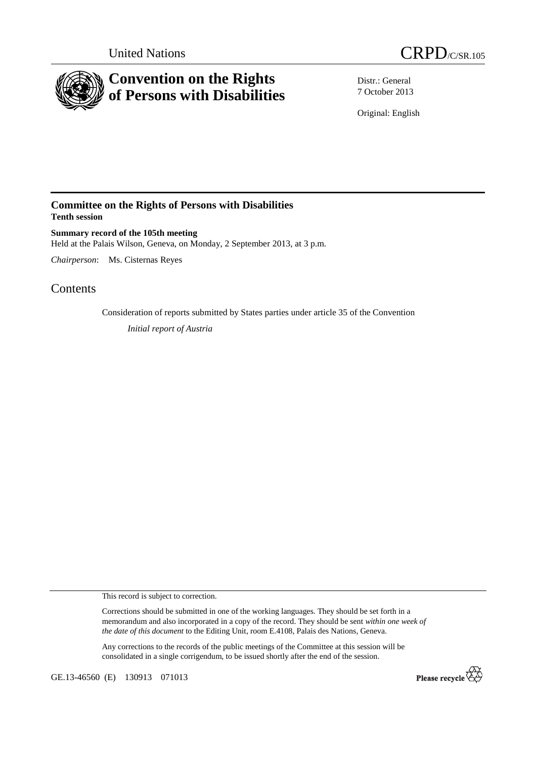United Nations

# CRPD/C/SR.105

# Convention on the Rights of Persons with Disabilities

Distr.: General
7 October 2013

Original: English

## Committee on the Rights of Persons with Disabilities
**Tenth session**

**Summary record of the 105th meeting**
Held at the Palais Wilson, Geneva, on Monday, 2 September 2013, at 3 p.m.

*Chairperson*: Ms. Cisternas Reyes

# Contents

Consideration of reports submitted by States parties under article 35 of the Convention

*Initial report of Austria*

This record is subject to correction.

Corrections should be submitted in one of the working languages. They should be set forth in a memorandum and also incorporated in a copy of the record. They should be sent *within one week of the date of this document* to the Editing Unit, room E.4108, Palais des Nations, Geneva.

Any corrections to the records of the public meetings of the Committee at this session will be consolidated in a single corrigendum, to be issued shortly after the end of the session.

GE.13-46560 (E) 130913 071013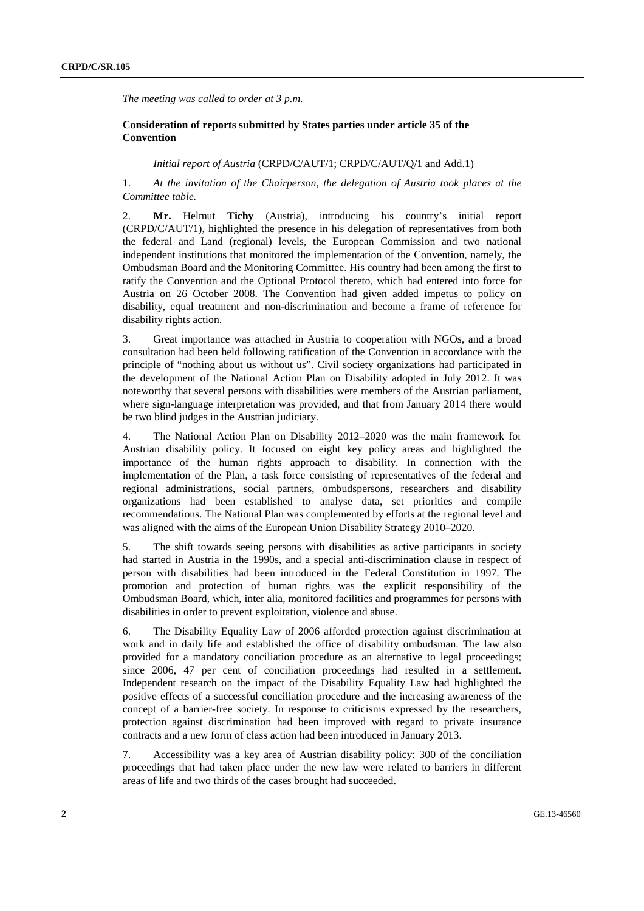*The meeting was called to order at 3 p.m.*

**Consideration of reports submitted by States parties under article 35 of the Convention**

*Initial report of Austria* (CRPD/C/AUT/1; CRPD/C/AUT/Q/1 and Add.1)

1. *At the invitation of the Chairperson, the delegation of Austria took places at the Committee table.*

2. **Mr.** Helmut **Tichy** (Austria), introducing his country's initial report (CRPD/C/AUT/1), highlighted the presence in his delegation of representatives from both the federal and Land (regional) levels, the European Commission and two national independent institutions that monitored the implementation of the Convention, namely, the Ombudsman Board and the Monitoring Committee. His country had been among the first to ratify the Convention and the Optional Protocol thereto, which had entered into force for Austria on 26 October 2008. The Convention had given added impetus to policy on disability, equal treatment and non-discrimination and become a frame of reference for disability rights action.

3. Great importance was attached in Austria to cooperation with NGOs, and a broad consultation had been held following ratification of the Convention in accordance with the principle of "nothing about us without us". Civil society organizations had participated in the development of the National Action Plan on Disability adopted in July 2012. It was noteworthy that several persons with disabilities were members of the Austrian parliament, where sign-language interpretation was provided, and that from January 2014 there would be two blind judges in the Austrian judiciary.

4. The National Action Plan on Disability 2012–2020 was the main framework for Austrian disability policy. It focused on eight key policy areas and highlighted the importance of the human rights approach to disability. In connection with the implementation of the Plan, a task force consisting of representatives of the federal and regional administrations, social partners, ombudspersons, researchers and disability organizations had been established to analyse data, set priorities and compile recommendations. The National Plan was complemented by efforts at the regional level and was aligned with the aims of the European Union Disability Strategy 2010–2020.

5. The shift towards seeing persons with disabilities as active participants in society had started in Austria in the 1990s, and a special anti-discrimination clause in respect of person with disabilities had been introduced in the Federal Constitution in 1997. The promotion and protection of human rights was the explicit responsibility of the Ombudsman Board, which, inter alia, monitored facilities and programmes for persons with disabilities in order to prevent exploitation, violence and abuse.

6. The Disability Equality Law of 2006 afforded protection against discrimination at work and in daily life and established the office of disability ombudsman. The law also provided for a mandatory conciliation procedure as an alternative to legal proceedings; since 2006, 47 per cent of conciliation proceedings had resulted in a settlement. Independent research on the impact of the Disability Equality Law had highlighted the positive effects of a successful conciliation procedure and the increasing awareness of the concept of a barrier-free society. In response to criticisms expressed by the researchers, protection against discrimination had been improved with regard to private insurance contracts and a new form of class action had been introduced in January 2013.

7. Accessibility was a key area of Austrian disability policy: 300 of the conciliation proceedings that had taken place under the new law were related to barriers in different areas of life and two thirds of the cases brought had succeeded.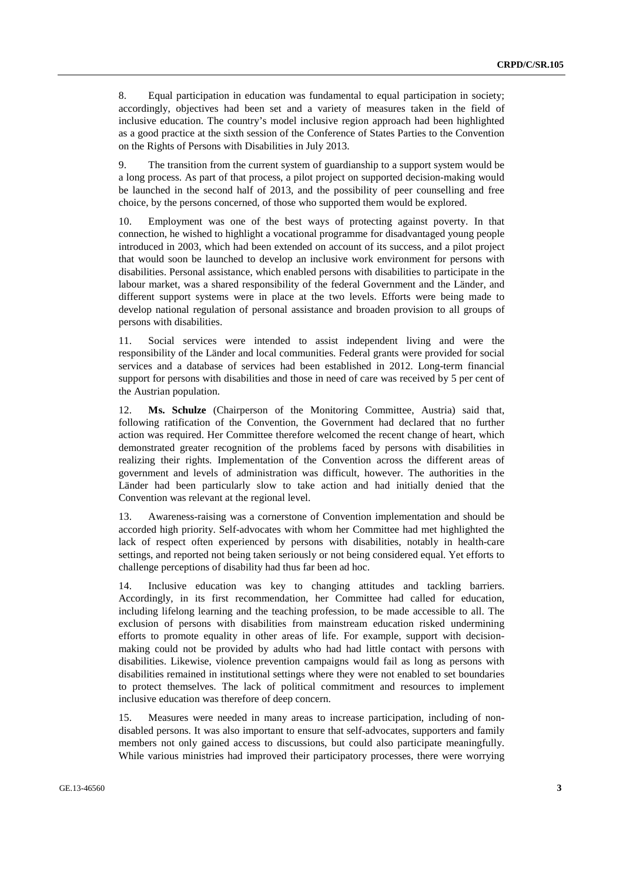8. Equal participation in education was fundamental to equal participation in society; accordingly, objectives had been set and a variety of measures taken in the field of inclusive education. The country's model inclusive region approach had been highlighted as a good practice at the sixth session of the Conference of States Parties to the Convention on the Rights of Persons with Disabilities in July 2013.

9. The transition from the current system of guardianship to a support system would be a long process. As part of that process, a pilot project on supported decision-making would be launched in the second half of 2013, and the possibility of peer counselling and free choice, by the persons concerned, of those who supported them would be explored.

10. Employment was one of the best ways of protecting against poverty. In that connection, he wished to highlight a vocational programme for disadvantaged young people introduced in 2003, which had been extended on account of its success, and a pilot project that would soon be launched to develop an inclusive work environment for persons with disabilities. Personal assistance, which enabled persons with disabilities to participate in the labour market, was a shared responsibility of the federal Government and the Länder, and different support systems were in place at the two levels. Efforts were being made to develop national regulation of personal assistance and broaden provision to all groups of persons with disabilities.

11. Social services were intended to assist independent living and were the responsibility of the Länder and local communities. Federal grants were provided for social services and a database of services had been established in 2012. Long-term financial support for persons with disabilities and those in need of care was received by 5 per cent of the Austrian population.

12. **Ms. Schulze** (Chairperson of the Monitoring Committee, Austria) said that, following ratification of the Convention, the Government had declared that no further action was required. Her Committee therefore welcomed the recent change of heart, which demonstrated greater recognition of the problems faced by persons with disabilities in realizing their rights. Implementation of the Convention across the different areas of government and levels of administration was difficult, however. The authorities in the Länder had been particularly slow to take action and had initially denied that the Convention was relevant at the regional level.

13. Awareness-raising was a cornerstone of Convention implementation and should be accorded high priority. Self-advocates with whom her Committee had met highlighted the lack of respect often experienced by persons with disabilities, notably in health-care settings, and reported not being taken seriously or not being considered equal. Yet efforts to challenge perceptions of disability had thus far been ad hoc.

14. Inclusive education was key to changing attitudes and tackling barriers. Accordingly, in its first recommendation, her Committee had called for education, including lifelong learning and the teaching profession, to be made accessible to all. The exclusion of persons with disabilities from mainstream education risked undermining efforts to promote equality in other areas of life. For example, support with decision-making could not be provided by adults who had had little contact with persons with disabilities. Likewise, violence prevention campaigns would fail as long as persons with disabilities remained in institutional settings where they were not enabled to set boundaries to protect themselves. The lack of political commitment and resources to implement inclusive education was therefore of deep concern.

15. Measures were needed in many areas to increase participation, including of non-disabled persons. It was also important to ensure that self-advocates, supporters and family members not only gained access to discussions, but could also participate meaningfully. While various ministries had improved their participatory processes, there were worrying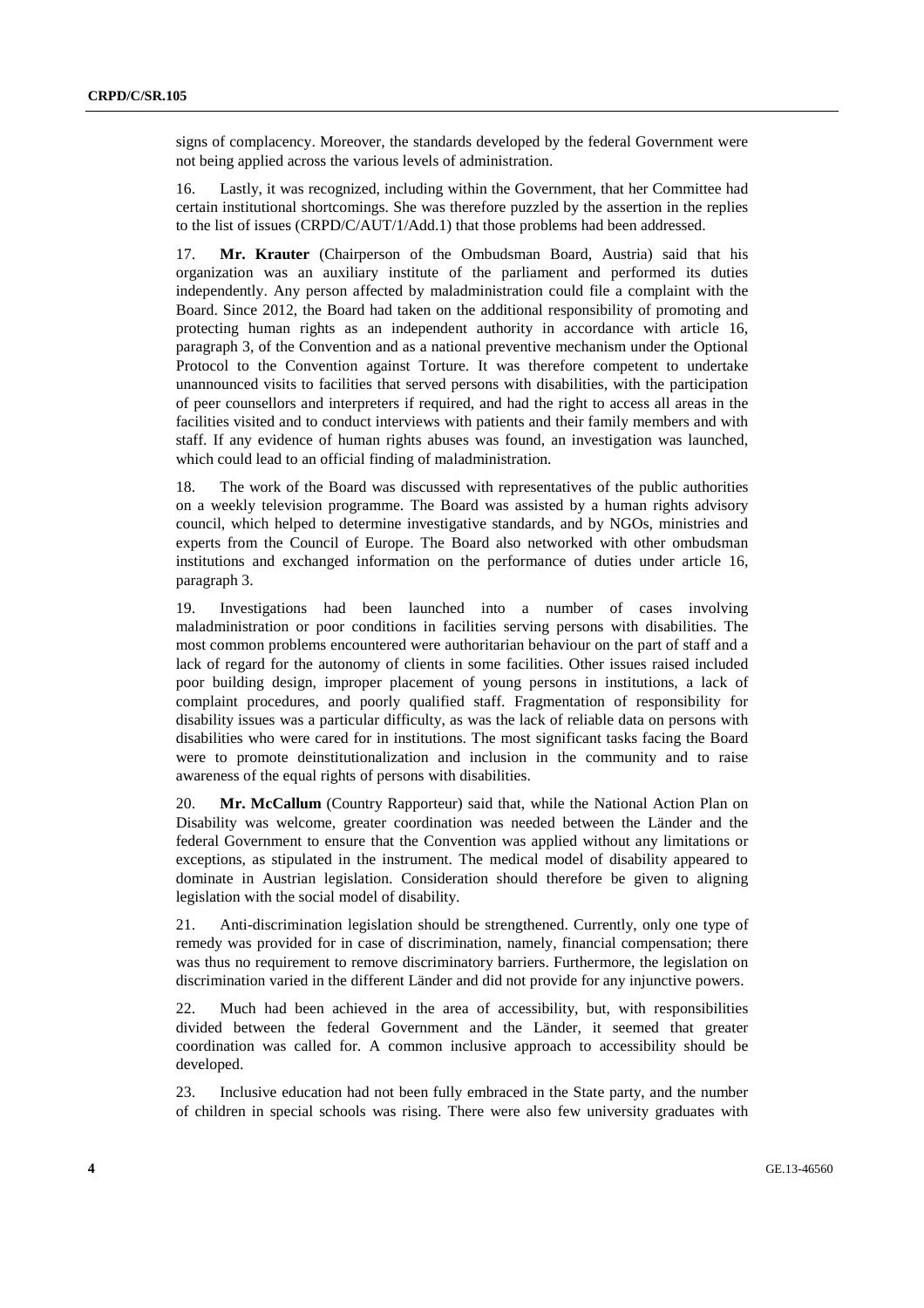signs of complacency. Moreover, the standards developed by the federal Government were not being applied across the various levels of administration.

16. Lastly, it was recognized, including within the Government, that her Committee had certain institutional shortcomings. She was therefore puzzled by the assertion in the replies to the list of issues (CRPD/C/AUT/1/Add.1) that those problems had been addressed.

17. **Mr. Krauter** (Chairperson of the Ombudsman Board, Austria) said that his organization was an auxiliary institute of the parliament and performed its duties independently. Any person affected by maladministration could file a complaint with the Board. Since 2012, the Board had taken on the additional responsibility of promoting and protecting human rights as an independent authority in accordance with article 16, paragraph 3, of the Convention and as a national preventive mechanism under the Optional Protocol to the Convention against Torture. It was therefore competent to undertake unannounced visits to facilities that served persons with disabilities, with the participation of peer counsellors and interpreters if required, and had the right to access all areas in the facilities visited and to conduct interviews with patients and their family members and with staff. If any evidence of human rights abuses was found, an investigation was launched, which could lead to an official finding of maladministration.

18. The work of the Board was discussed with representatives of the public authorities on a weekly television programme. The Board was assisted by a human rights advisory council, which helped to determine investigative standards, and by NGOs, ministries and experts from the Council of Europe. The Board also networked with other ombudsman institutions and exchanged information on the performance of duties under article 16, paragraph 3.

19. Investigations had been launched into a number of cases involving maladministration or poor conditions in facilities serving persons with disabilities. The most common problems encountered were authoritarian behaviour on the part of staff and a lack of regard for the autonomy of clients in some facilities. Other issues raised included poor building design, improper placement of young persons in institutions, a lack of complaint procedures, and poorly qualified staff. Fragmentation of responsibility for disability issues was a particular difficulty, as was the lack of reliable data on persons with disabilities who were cared for in institutions. The most significant tasks facing the Board were to promote deinstitutionalization and inclusion in the community and to raise awareness of the equal rights of persons with disabilities.

20. **Mr. McCallum** (Country Rapporteur) said that, while the National Action Plan on Disability was welcome, greater coordination was needed between the Länder and the federal Government to ensure that the Convention was applied without any limitations or exceptions, as stipulated in the instrument. The medical model of disability appeared to dominate in Austrian legislation. Consideration should therefore be given to aligning legislation with the social model of disability.

21. Anti-discrimination legislation should be strengthened. Currently, only one type of remedy was provided for in case of discrimination, namely, financial compensation; there was thus no requirement to remove discriminatory barriers. Furthermore, the legislation on discrimination varied in the different Länder and did not provide for any injunctive powers.

22. Much had been achieved in the area of accessibility, but, with responsibilities divided between the federal Government and the Länder, it seemed that greater coordination was called for. A common inclusive approach to accessibility should be developed.

23. Inclusive education had not been fully embraced in the State party, and the number of children in special schools was rising. There were also few university graduates with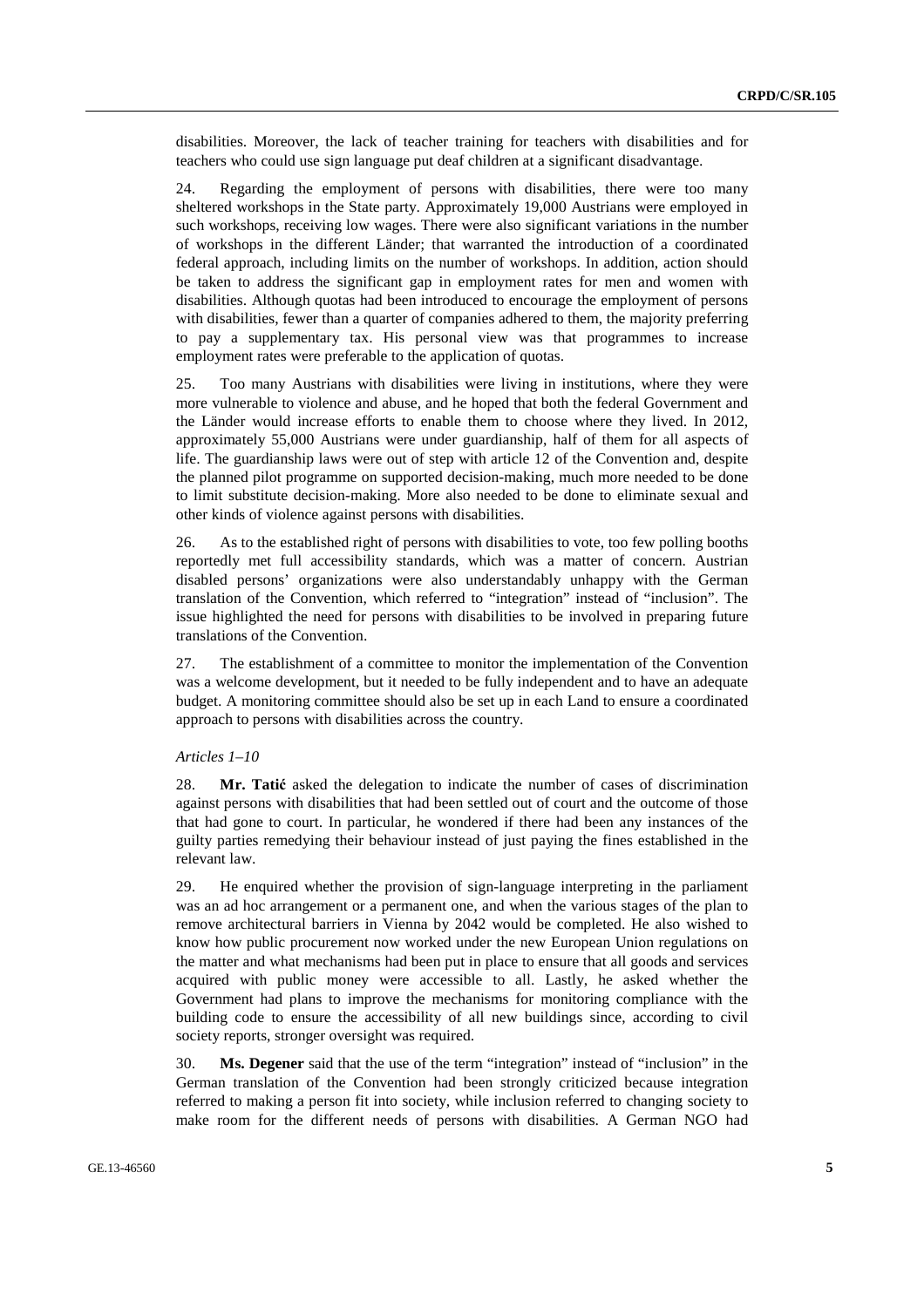disabilities. Moreover, the lack of teacher training for teachers with disabilities and for teachers who could use sign language put deaf children at a significant disadvantage.

24. Regarding the employment of persons with disabilities, there were too many sheltered workshops in the State party. Approximately 19,000 Austrians were employed in such workshops, receiving low wages. There were also significant variations in the number of workshops in the different Länder; that warranted the introduction of a coordinated federal approach, including limits on the number of workshops. In addition, action should be taken to address the significant gap in employment rates for men and women with disabilities. Although quotas had been introduced to encourage the employment of persons with disabilities, fewer than a quarter of companies adhered to them, the majority preferring to pay a supplementary tax. His personal view was that programmes to increase employment rates were preferable to the application of quotas.

25. Too many Austrians with disabilities were living in institutions, where they were more vulnerable to violence and abuse, and he hoped that both the federal Government and the Länder would increase efforts to enable them to choose where they lived. In 2012, approximately 55,000 Austrians were under guardianship, half of them for all aspects of life. The guardianship laws were out of step with article 12 of the Convention and, despite the planned pilot programme on supported decision-making, much more needed to be done to limit substitute decision-making. More also needed to be done to eliminate sexual and other kinds of violence against persons with disabilities.

26. As to the established right of persons with disabilities to vote, too few polling booths reportedly met full accessibility standards, which was a matter of concern. Austrian disabled persons' organizations were also understandably unhappy with the German translation of the Convention, which referred to "integration" instead of "inclusion". The issue highlighted the need for persons with disabilities to be involved in preparing future translations of the Convention.

27. The establishment of a committee to monitor the implementation of the Convention was a welcome development, but it needed to be fully independent and to have an adequate budget. A monitoring committee should also be set up in each Land to ensure a coordinated approach to persons with disabilities across the country.

*Articles 1–10*

28. **Mr. Tatić** asked the delegation to indicate the number of cases of discrimination against persons with disabilities that had been settled out of court and the outcome of those that had gone to court. In particular, he wondered if there had been any instances of the guilty parties remedying their behaviour instead of just paying the fines established in the relevant law.

29. He enquired whether the provision of sign-language interpreting in the parliament was an ad hoc arrangement or a permanent one, and when the various stages of the plan to remove architectural barriers in Vienna by 2042 would be completed. He also wished to know how public procurement now worked under the new European Union regulations on the matter and what mechanisms had been put in place to ensure that all goods and services acquired with public money were accessible to all. Lastly, he asked whether the Government had plans to improve the mechanisms for monitoring compliance with the building code to ensure the accessibility of all new buildings since, according to civil society reports, stronger oversight was required.

30. **Ms. Degener** said that the use of the term "integration" instead of "inclusion" in the German translation of the Convention had been strongly criticized because integration referred to making a person fit into society, while inclusion referred to changing society to make room for the different needs of persons with disabilities. A German NGO had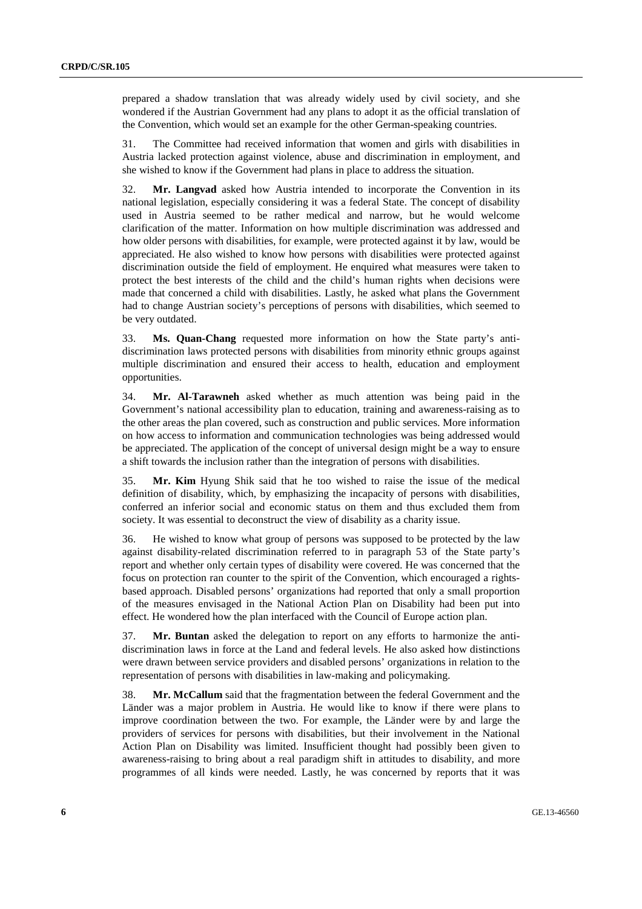prepared a shadow translation that was already widely used by civil society, and she wondered if the Austrian Government had any plans to adopt it as the official translation of the Convention, which would set an example for the other German-speaking countries.

31. The Committee had received information that women and girls with disabilities in Austria lacked protection against violence, abuse and discrimination in employment, and she wished to know if the Government had plans in place to address the situation.

32. **Mr. Langvad** asked how Austria intended to incorporate the Convention in its national legislation, especially considering it was a federal State. The concept of disability used in Austria seemed to be rather medical and narrow, but he would welcome clarification of the matter. Information on how multiple discrimination was addressed and how older persons with disabilities, for example, were protected against it by law, would be appreciated. He also wished to know how persons with disabilities were protected against discrimination outside the field of employment. He enquired what measures were taken to protect the best interests of the child and the child's human rights when decisions were made that concerned a child with disabilities. Lastly, he asked what plans the Government had to change Austrian society's perceptions of persons with disabilities, which seemed to be very outdated.

33. **Ms. Quan-Chang** requested more information on how the State party's anti-discrimination laws protected persons with disabilities from minority ethnic groups against multiple discrimination and ensured their access to health, education and employment opportunities.

34. **Mr. Al-Tarawneh** asked whether as much attention was being paid in the Government's national accessibility plan to education, training and awareness-raising as to the other areas the plan covered, such as construction and public services. More information on how access to information and communication technologies was being addressed would be appreciated. The application of the concept of universal design might be a way to ensure a shift towards the inclusion rather than the integration of persons with disabilities.

35. **Mr. Kim** Hyung Shik said that he too wished to raise the issue of the medical definition of disability, which, by emphasizing the incapacity of persons with disabilities, conferred an inferior social and economic status on them and thus excluded them from society. It was essential to deconstruct the view of disability as a charity issue.

36. He wished to know what group of persons was supposed to be protected by the law against disability-related discrimination referred to in paragraph 53 of the State party's report and whether only certain types of disability were covered. He was concerned that the focus on protection ran counter to the spirit of the Convention, which encouraged a rights-based approach. Disabled persons' organizations had reported that only a small proportion of the measures envisaged in the National Action Plan on Disability had been put into effect. He wondered how the plan interfaced with the Council of Europe action plan.

37. **Mr. Buntan** asked the delegation to report on any efforts to harmonize the anti-discrimination laws in force at the Land and federal levels. He also asked how distinctions were drawn between service providers and disabled persons' organizations in relation to the representation of persons with disabilities in law-making and policymaking.

38. **Mr. McCallum** said that the fragmentation between the federal Government and the Länder was a major problem in Austria. He would like to know if there were plans to improve coordination between the two. For example, the Länder were by and large the providers of services for persons with disabilities, but their involvement in the National Action Plan on Disability was limited. Insufficient thought had possibly been given to awareness-raising to bring about a real paradigm shift in attitudes to disability, and more programmes of all kinds were needed. Lastly, he was concerned by reports that it was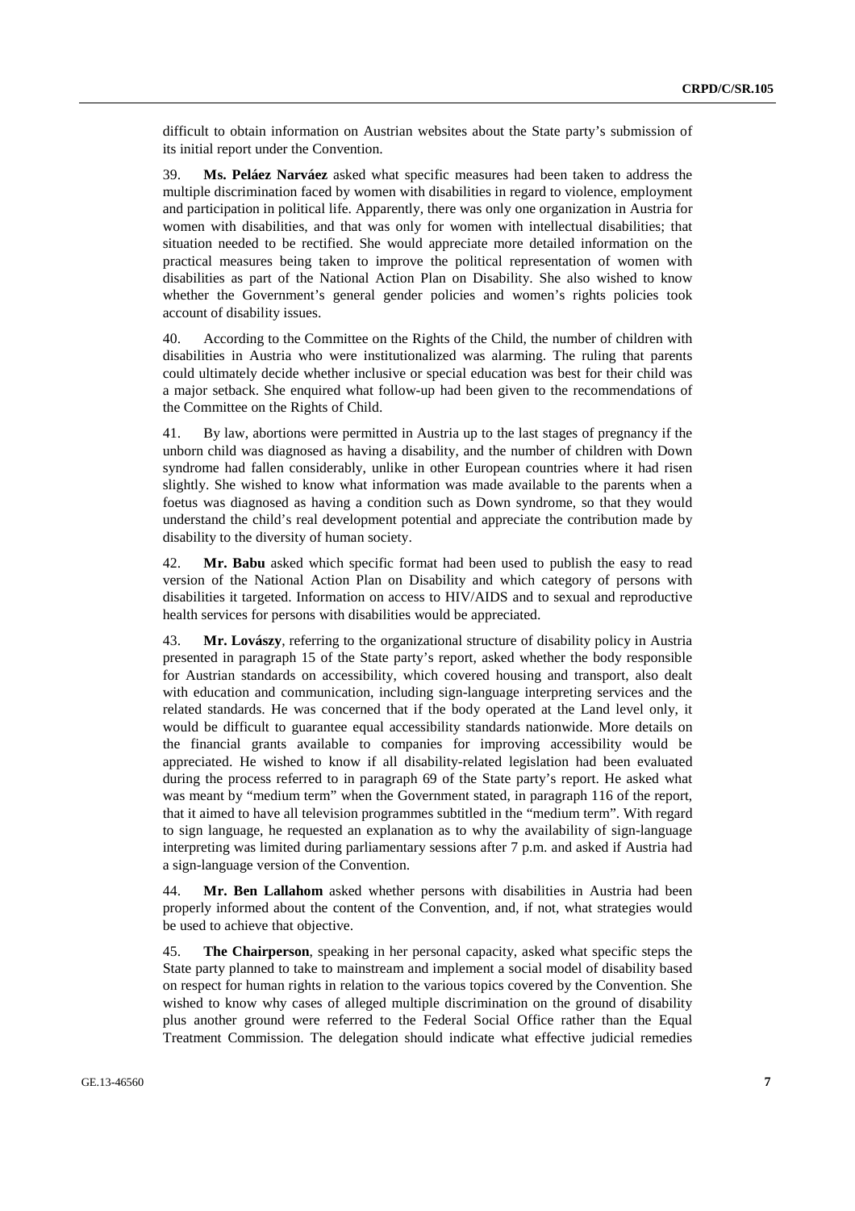difficult to obtain information on Austrian websites about the State party's submission of its initial report under the Convention.

39. **Ms. Peláez Narváez** asked what specific measures had been taken to address the multiple discrimination faced by women with disabilities in regard to violence, employment and participation in political life. Apparently, there was only one organization in Austria for women with disabilities, and that was only for women with intellectual disabilities; that situation needed to be rectified. She would appreciate more detailed information on the practical measures being taken to improve the political representation of women with disabilities as part of the National Action Plan on Disability. She also wished to know whether the Government's general gender policies and women's rights policies took account of disability issues.

40. According to the Committee on the Rights of the Child, the number of children with disabilities in Austria who were institutionalized was alarming. The ruling that parents could ultimately decide whether inclusive or special education was best for their child was a major setback. She enquired what follow-up had been given to the recommendations of the Committee on the Rights of Child.

41. By law, abortions were permitted in Austria up to the last stages of pregnancy if the unborn child was diagnosed as having a disability, and the number of children with Down syndrome had fallen considerably, unlike in other European countries where it had risen slightly. She wished to know what information was made available to the parents when a foetus was diagnosed as having a condition such as Down syndrome, so that they would understand the child's real development potential and appreciate the contribution made by disability to the diversity of human society.

42. **Mr. Babu** asked which specific format had been used to publish the easy to read version of the National Action Plan on Disability and which category of persons with disabilities it targeted. Information on access to HIV/AIDS and to sexual and reproductive health services for persons with disabilities would be appreciated.

43. **Mr. Lovászy**, referring to the organizational structure of disability policy in Austria presented in paragraph 15 of the State party's report, asked whether the body responsible for Austrian standards on accessibility, which covered housing and transport, also dealt with education and communication, including sign-language interpreting services and the related standards. He was concerned that if the body operated at the Land level only, it would be difficult to guarantee equal accessibility standards nationwide. More details on the financial grants available to companies for improving accessibility would be appreciated. He wished to know if all disability-related legislation had been evaluated during the process referred to in paragraph 69 of the State party's report. He asked what was meant by "medium term" when the Government stated, in paragraph 116 of the report, that it aimed to have all television programmes subtitled in the "medium term". With regard to sign language, he requested an explanation as to why the availability of sign-language interpreting was limited during parliamentary sessions after 7 p.m. and asked if Austria had a sign-language version of the Convention.

44. **Mr. Ben Lallahom** asked whether persons with disabilities in Austria had been properly informed about the content of the Convention, and, if not, what strategies would be used to achieve that objective.

45. **The Chairperson**, speaking in her personal capacity, asked what specific steps the State party planned to take to mainstream and implement a social model of disability based on respect for human rights in relation to the various topics covered by the Convention. She wished to know why cases of alleged multiple discrimination on the ground of disability plus another ground were referred to the Federal Social Office rather than the Equal Treatment Commission. The delegation should indicate what effective judicial remedies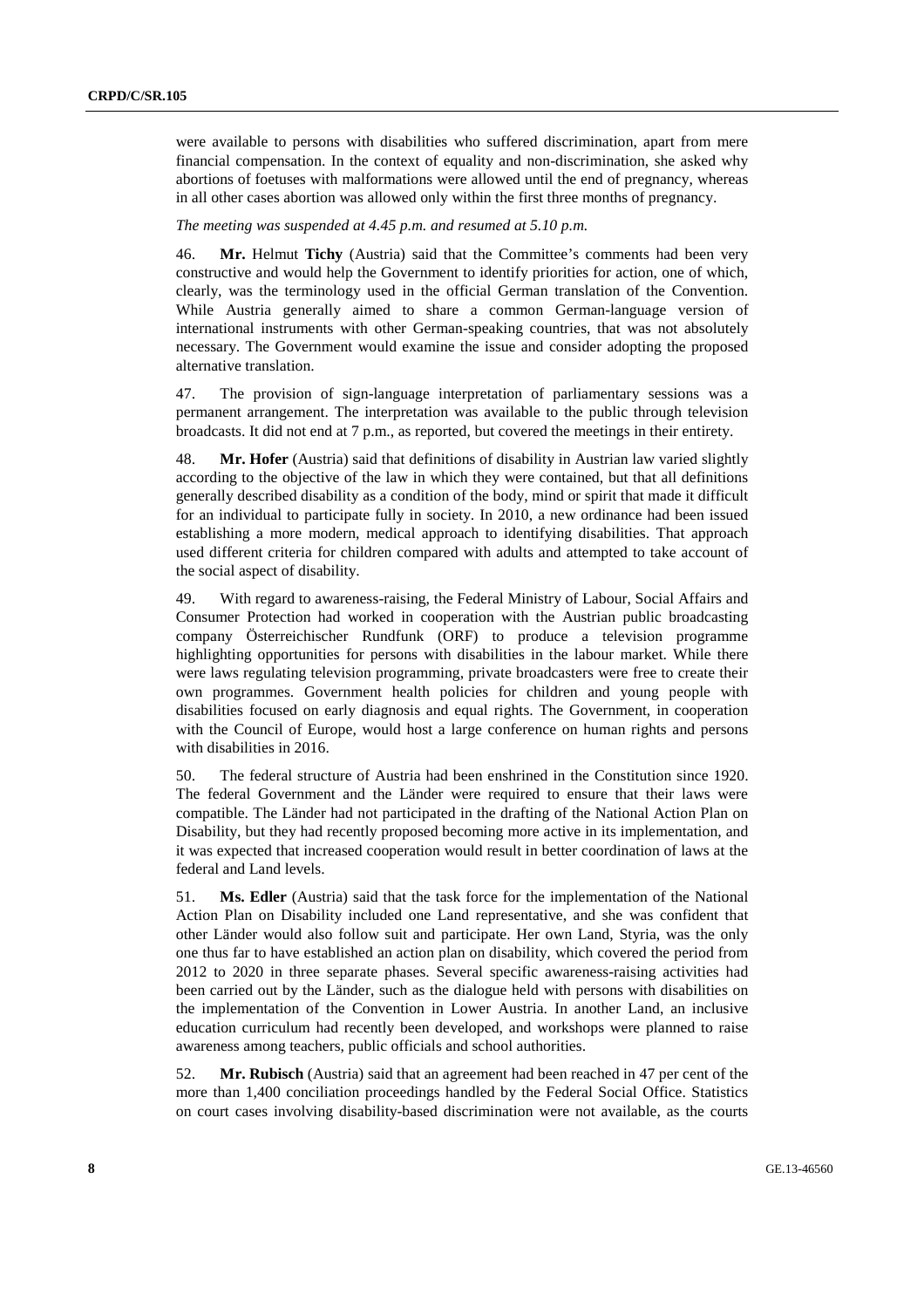were available to persons with disabilities who suffered discrimination, apart from mere financial compensation. In the context of equality and non-discrimination, she asked why abortions of foetuses with malformations were allowed until the end of pregnancy, whereas in all other cases abortion was allowed only within the first three months of pregnancy.

*The meeting was suspended at 4.45 p.m. and resumed at 5.10 p.m.*

46. **Mr.** Helmut **Tichy** (Austria) said that the Committee's comments had been very constructive and would help the Government to identify priorities for action, one of which, clearly, was the terminology used in the official German translation of the Convention. While Austria generally aimed to share a common German-language version of international instruments with other German-speaking countries, that was not absolutely necessary. The Government would examine the issue and consider adopting the proposed alternative translation.

47. The provision of sign-language interpretation of parliamentary sessions was a permanent arrangement. The interpretation was available to the public through television broadcasts. It did not end at 7 p.m., as reported, but covered the meetings in their entirety.

48. **Mr. Hofer** (Austria) said that definitions of disability in Austrian law varied slightly according to the objective of the law in which they were contained, but that all definitions generally described disability as a condition of the body, mind or spirit that made it difficult for an individual to participate fully in society. In 2010, a new ordinance had been issued establishing a more modern, medical approach to identifying disabilities. That approach used different criteria for children compared with adults and attempted to take account of the social aspect of disability.

49. With regard to awareness-raising, the Federal Ministry of Labour, Social Affairs and Consumer Protection had worked in cooperation with the Austrian public broadcasting company Österreichischer Rundfunk (ORF) to produce a television programme highlighting opportunities for persons with disabilities in the labour market. While there were laws regulating television programming, private broadcasters were free to create their own programmes. Government health policies for children and young people with disabilities focused on early diagnosis and equal rights. The Government, in cooperation with the Council of Europe, would host a large conference on human rights and persons with disabilities in 2016.

50. The federal structure of Austria had been enshrined in the Constitution since 1920. The federal Government and the Länder were required to ensure that their laws were compatible. The Länder had not participated in the drafting of the National Action Plan on Disability, but they had recently proposed becoming more active in its implementation, and it was expected that increased cooperation would result in better coordination of laws at the federal and Land levels.

51. **Ms. Edler** (Austria) said that the task force for the implementation of the National Action Plan on Disability included one Land representative, and she was confident that other Länder would also follow suit and participate. Her own Land, Styria, was the only one thus far to have established an action plan on disability, which covered the period from 2012 to 2020 in three separate phases. Several specific awareness-raising activities had been carried out by the Länder, such as the dialogue held with persons with disabilities on the implementation of the Convention in Lower Austria. In another Land, an inclusive education curriculum had recently been developed, and workshops were planned to raise awareness among teachers, public officials and school authorities.

52. **Mr. Rubisch** (Austria) said that an agreement had been reached in 47 per cent of the more than 1,400 conciliation proceedings handled by the Federal Social Office. Statistics on court cases involving disability-based discrimination were not available, as the courts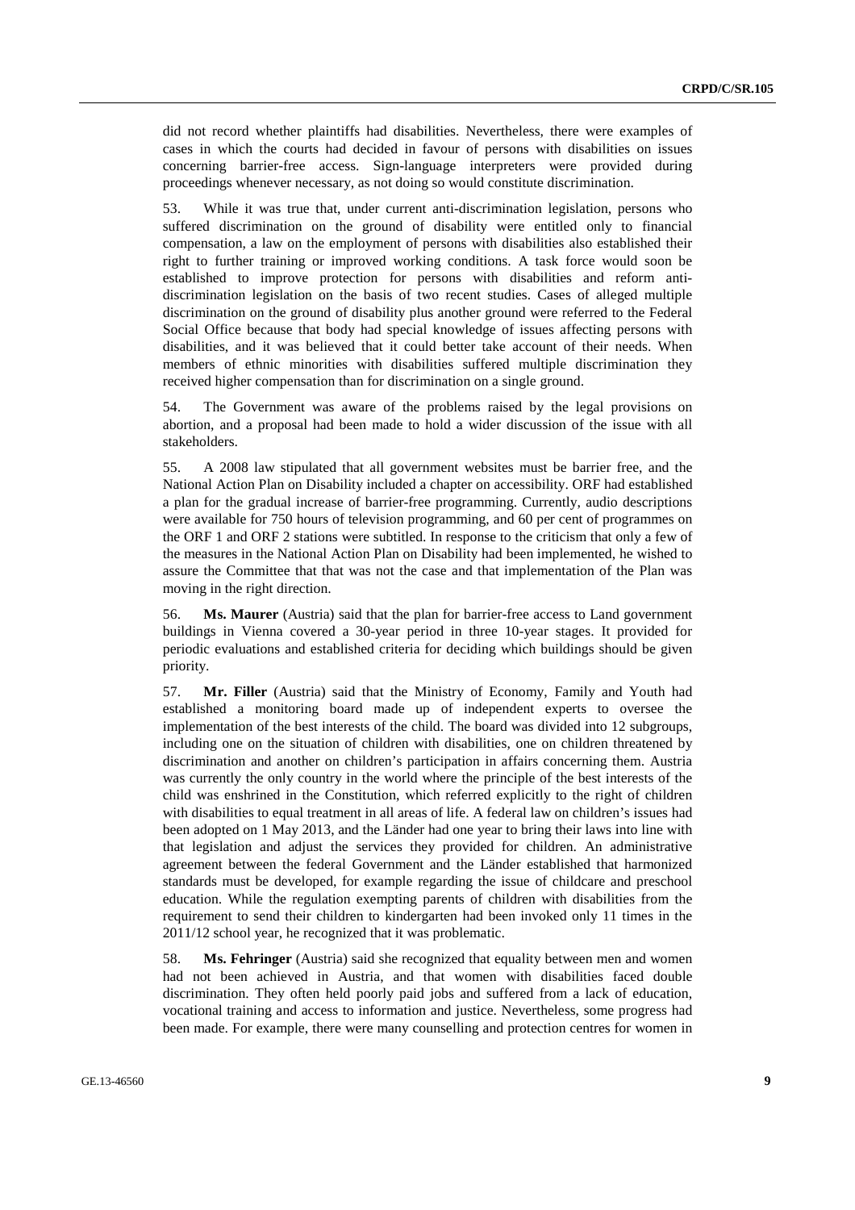did not record whether plaintiffs had disabilities. Nevertheless, there were examples of cases in which the courts had decided in favour of persons with disabilities on issues concerning barrier-free access. Sign-language interpreters were provided during proceedings whenever necessary, as not doing so would constitute discrimination.

53. While it was true that, under current anti-discrimination legislation, persons who suffered discrimination on the ground of disability were entitled only to financial compensation, a law on the employment of persons with disabilities also established their right to further training or improved working conditions. A task force would soon be established to improve protection for persons with disabilities and reform anti-discrimination legislation on the basis of two recent studies. Cases of alleged multiple discrimination on the ground of disability plus another ground were referred to the Federal Social Office because that body had special knowledge of issues affecting persons with disabilities, and it was believed that it could better take account of their needs. When members of ethnic minorities with disabilities suffered multiple discrimination they received higher compensation than for discrimination on a single ground.

54. The Government was aware of the problems raised by the legal provisions on abortion, and a proposal had been made to hold a wider discussion of the issue with all stakeholders.

55. A 2008 law stipulated that all government websites must be barrier free, and the National Action Plan on Disability included a chapter on accessibility. ORF had established a plan for the gradual increase of barrier-free programming. Currently, audio descriptions were available for 750 hours of television programming, and 60 per cent of programmes on the ORF 1 and ORF 2 stations were subtitled. In response to the criticism that only a few of the measures in the National Action Plan on Disability had been implemented, he wished to assure the Committee that that was not the case and that implementation of the Plan was moving in the right direction.

56. **Ms. Maurer** (Austria) said that the plan for barrier-free access to Land government buildings in Vienna covered a 30-year period in three 10-year stages. It provided for periodic evaluations and established criteria for deciding which buildings should be given priority.

57. **Mr. Filler** (Austria) said that the Ministry of Economy, Family and Youth had established a monitoring board made up of independent experts to oversee the implementation of the best interests of the child. The board was divided into 12 subgroups, including one on the situation of children with disabilities, one on children threatened by discrimination and another on children's participation in affairs concerning them. Austria was currently the only country in the world where the principle of the best interests of the child was enshrined in the Constitution, which referred explicitly to the right of children with disabilities to equal treatment in all areas of life. A federal law on children's issues had been adopted on 1 May 2013, and the Länder had one year to bring their laws into line with that legislation and adjust the services they provided for children. An administrative agreement between the federal Government and the Länder established that harmonized standards must be developed, for example regarding the issue of childcare and preschool education. While the regulation exempting parents of children with disabilities from the requirement to send their children to kindergarten had been invoked only 11 times in the 2011/12 school year, he recognized that it was problematic.

58. **Ms. Fehringer** (Austria) said she recognized that equality between men and women had not been achieved in Austria, and that women with disabilities faced double discrimination. They often held poorly paid jobs and suffered from a lack of education, vocational training and access to information and justice. Nevertheless, some progress had been made. For example, there were many counselling and protection centres for women in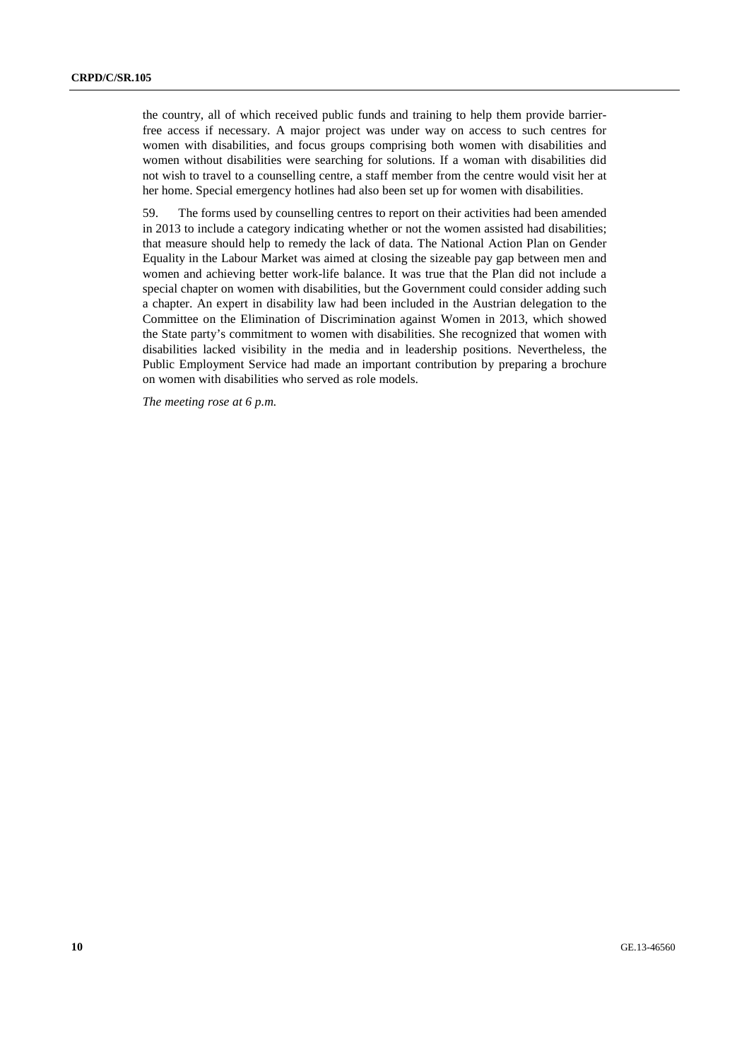the country, all of which received public funds and training to help them provide barrier-free access if necessary. A major project was under way on access to such centres for women with disabilities, and focus groups comprising both women with disabilities and women without disabilities were searching for solutions. If a woman with disabilities did not wish to travel to a counselling centre, a staff member from the centre would visit her at her home. Special emergency hotlines had also been set up for women with disabilities.

59. The forms used by counselling centres to report on their activities had been amended in 2013 to include a category indicating whether or not the women assisted had disabilities; that measure should help to remedy the lack of data. The National Action Plan on Gender Equality in the Labour Market was aimed at closing the sizeable pay gap between men and women and achieving better work-life balance. It was true that the Plan did not include a special chapter on women with disabilities, but the Government could consider adding such a chapter. An expert in disability law had been included in the Austrian delegation to the Committee on the Elimination of Discrimination against Women in 2013, which showed the State party's commitment to women with disabilities. She recognized that women with disabilities lacked visibility in the media and in leadership positions. Nevertheless, the Public Employment Service had made an important contribution by preparing a brochure on women with disabilities who served as role models.

*The meeting rose at 6 p.m.*